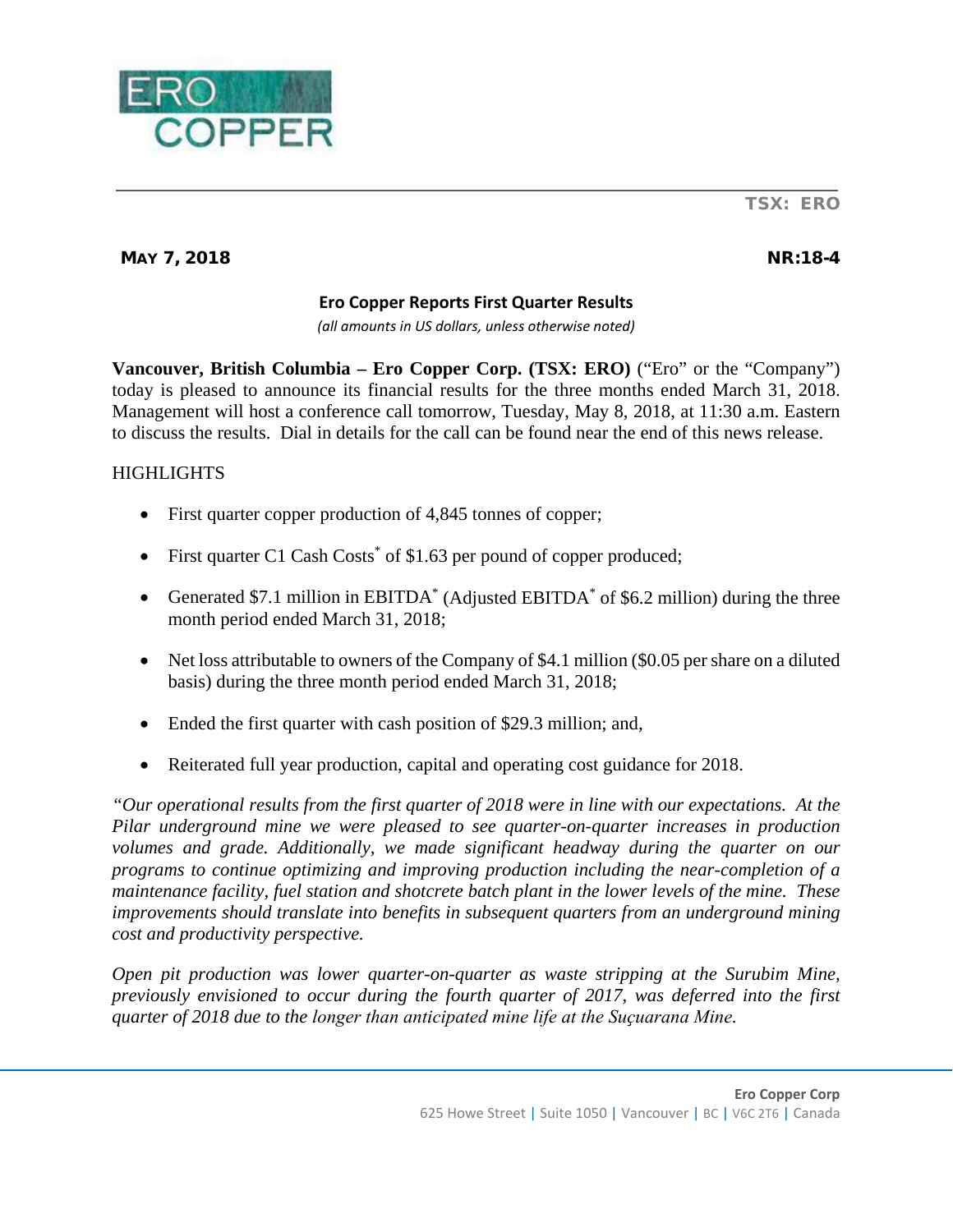TSX: ERO

**MAY 7, 2018** **NR:18-4**

# Ero Copper Reports First Quarter Results

*(all amounts in US dollars, unless otherwise noted)*

**Vancouver, British Columbia – Ero Copper Corp. (TSX: ERO)** ("Ero" or the "Company") today is pleased to announce its financial results for the three months ended March 31, 2018. Management will host a conference call tomorrow, Tuesday, May 8, 2018, at 11:30 a.m. Eastern to discuss the results. Dial in details for the call can be found near the end of this news release.

## HIGHLIGHTS

- First quarter copper production of 4,845 tonnes of copper;
- First quarter C1 Cash Costs* of $1.63 per pound of copper produced;
- Generated $7.1 million in EBITDA* (Adjusted EBITDA* of $6.2 million) during the three month period ended March 31, 2018;
- Net loss attributable to owners of the Company of $4.1 million ($0.05 per share on a diluted basis) during the three month period ended March 31, 2018;
- Ended the first quarter with cash position of $29.3 million; and,
- Reiterated full year production, capital and operating cost guidance for 2018.

*"Our operational results from the first quarter of 2018 were in line with our expectations. At the Pilar underground mine we were pleased to see quarter-on-quarter increases in production volumes and grade. Additionally, we made significant headway during the quarter on our programs to continue optimizing and improving production including the near-completion of a maintenance facility, fuel station and shotcrete batch plant in the lower levels of the mine. These improvements should translate into benefits in subsequent quarters from an underground mining cost and productivity perspective.*

*Open pit production was lower quarter-on-quarter as waste stripping at the Surubim Mine, previously envisioned to occur during the fourth quarter of 2017, was deferred into the first quarter of 2018 due to the longer than anticipated mine life at the Suçuarana Mine.*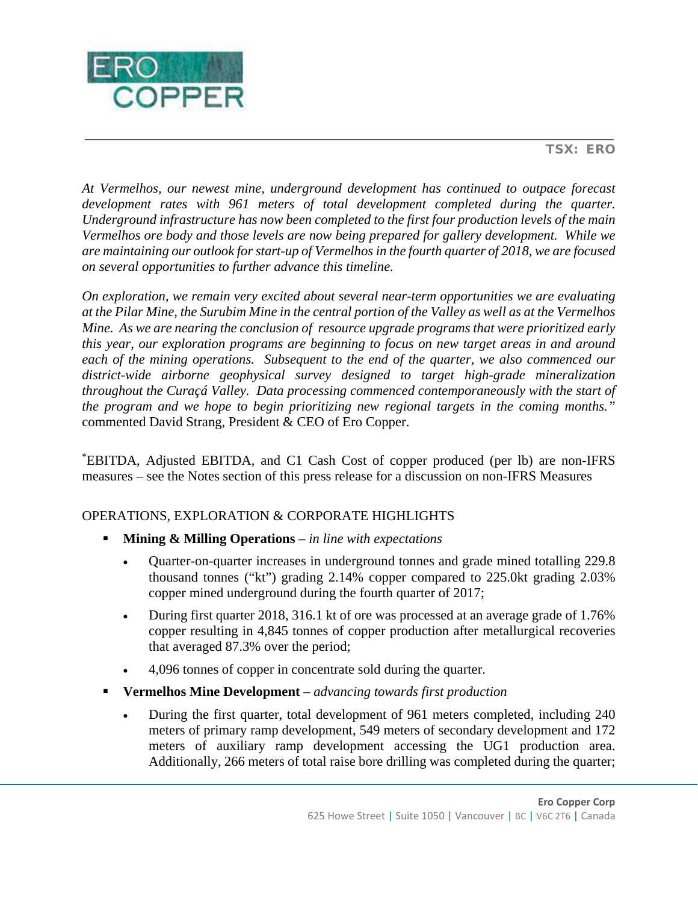*At Vermelhos, our newest mine, underground development has continued to outpace forecast development rates with 961 meters of total development completed during the quarter. Underground infrastructure has now been completed to the first four production levels of the main Vermelhos ore body and those levels are now being prepared for gallery development. While we are maintaining our outlook for start-up of Vermelhos in the fourth quarter of 2018, we are focused on several opportunities to further advance this timeline.*

*On exploration, we remain very excited about several near-term opportunities we are evaluating at the Pilar Mine, the Surubim Mine in the central portion of the Valley as well as at the Vermelhos Mine. As we are nearing the conclusion of resource upgrade programs that were prioritized early this year, our exploration programs are beginning to focus on new target areas in and around each of the mining operations. Subsequent to the end of the quarter, we also commenced our district-wide airborne geophysical survey designed to target high-grade mineralization throughout the Curaçá Valley. Data processing commenced contemporaneously with the start of the program and we hope to begin prioritizing new regional targets in the coming months."* commented David Strang, President & CEO of Ero Copper.

*EBITDA, Adjusted EBITDA, and C1 Cash Cost of copper produced (per lb) are non-IFRS measures – see the Notes section of this press release for a discussion on non-IFRS Measures

OPERATIONS, EXPLORATION & CORPORATE HIGHLIGHTS

- **Mining & Milling Operations** – *in line with expectations*
  - Quarter-on-quarter increases in underground tonnes and grade mined totalling 229.8 thousand tonnes ("kt") grading 2.14% copper compared to 225.0kt grading 2.03% copper mined underground during the fourth quarter of 2017;
  - During first quarter 2018, 316.1 kt of ore was processed at an average grade of 1.76% copper resulting in 4,845 tonnes of copper production after metallurgical recoveries that averaged 87.3% over the period;
  - 4,096 tonnes of copper in concentrate sold during the quarter.
- **Vermelhos Mine Development** – *advancing towards first production*
  - During the first quarter, total development of 961 meters completed, including 240 meters of primary ramp development, 549 meters of secondary development and 172 meters of auxiliary ramp development accessing the UG1 production area. Additionally, 266 meters of total raise bore drilling was completed during the quarter;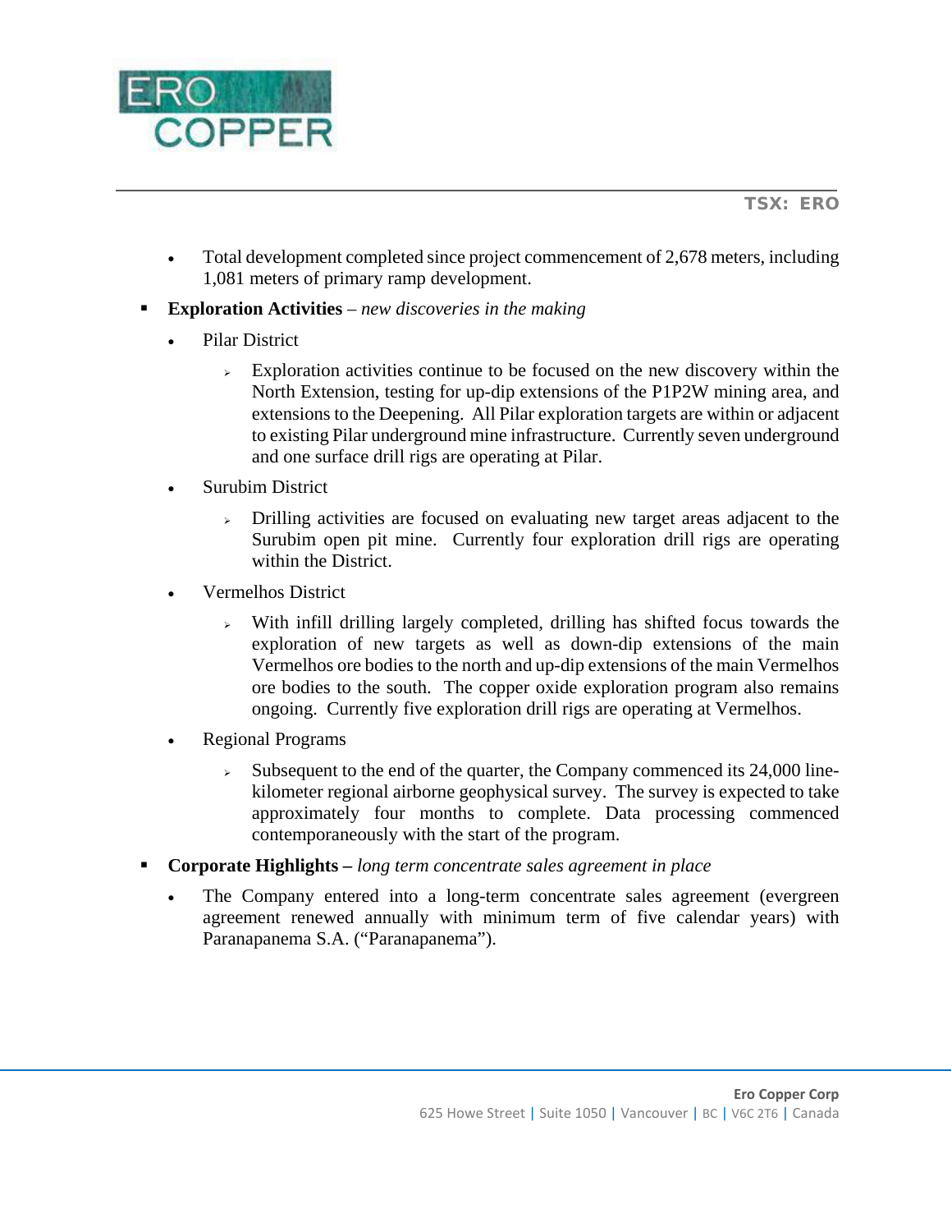- Total development completed since project commencement of 2,678 meters, including 1,081 meters of primary ramp development.

- **Exploration Activities** – *new discoveries in the making*
  - Pilar District
    - Exploration activities continue to be focused on the new discovery within the North Extension, testing for up-dip extensions of the P1P2W mining area, and extensions to the Deepening. All Pilar exploration targets are within or adjacent to existing Pilar underground mine infrastructure. Currently seven underground and one surface drill rigs are operating at Pilar.
  - Surubim District
    - Drilling activities are focused on evaluating new target areas adjacent to the Surubim open pit mine. Currently four exploration drill rigs are operating within the District.
  - Vermelhos District
    - With infill drilling largely completed, drilling has shifted focus towards the exploration of new targets as well as down-dip extensions of the main Vermelhos ore bodies to the north and up-dip extensions of the main Vermelhos ore bodies to the south. The copper oxide exploration program also remains ongoing. Currently five exploration drill rigs are operating at Vermelhos.
  - Regional Programs
    - Subsequent to the end of the quarter, the Company commenced its 24,000 line-kilometer regional airborne geophysical survey. The survey is expected to take approximately four months to complete. Data processing commenced contemporaneously with the start of the program.

- **Corporate Highlights –** *long term concentrate sales agreement in place*
  - The Company entered into a long-term concentrate sales agreement (evergreen agreement renewed annually with minimum term of five calendar years) with Paranapanema S.A. ("Paranapanema").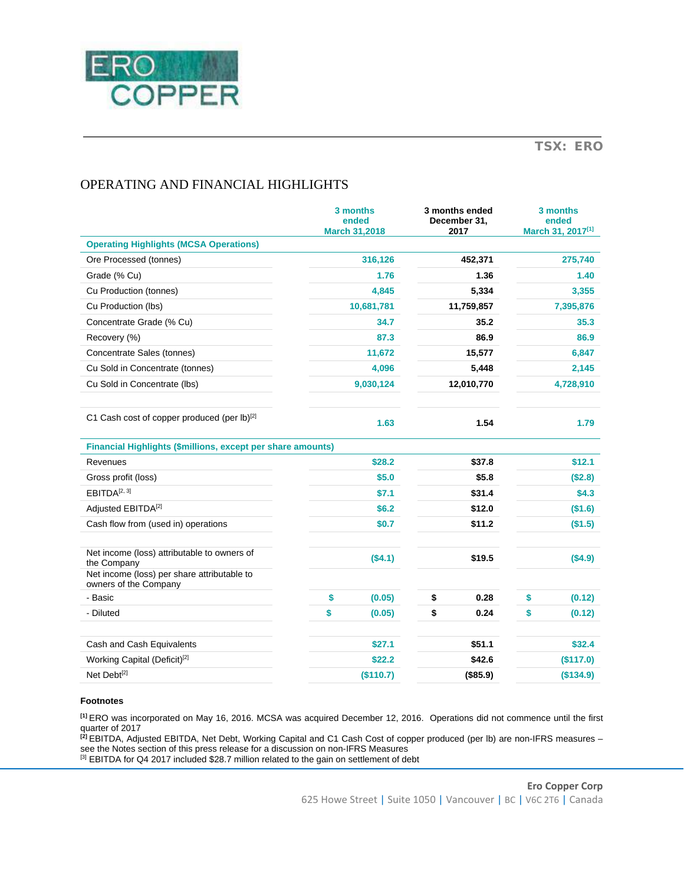## OPERATING AND FINANCIAL HIGHLIGHTS

| | 3 months ended March 31,2018 | 3 months ended December 31, 2017 | 3 months ended March 31, 2017[1] |
|---|---|---|---|
| **Operating Highlights (MCSA Operations)** | | | |
| Ore Processed (tonnes) | 316,126 | 452,371 | 275,740 |
| Grade (% Cu) | 1.76 | 1.36 | 1.40 |
| Cu Production (tonnes) | 4,845 | 5,334 | 3,355 |
| Cu Production (lbs) | 10,681,781 | 11,759,857 | 7,395,876 |
| Concentrate Grade (% Cu) | 34.7 | 35.2 | 35.3 |
| Recovery (%) | 87.3 | 86.9 | 86.9 |
| Concentrate Sales (tonnes) | 11,672 | 15,577 | 6,847 |
| Cu Sold in Concentrate (tonnes) | 4,096 | 5,448 | 2,145 |
| Cu Sold in Concentrate (lbs) | 9,030,124 | 12,010,770 | 4,728,910 |
| | | | |
| C1 Cash cost of copper produced (per lb)[2] | 1.63 | 1.54 | 1.79 |
| **Financial Highlights ($millions, except per share amounts)** | | | |
| Revenues | $28.2 | $37.8 | $12.1 |
| Gross profit (loss) | $5.0 | $5.8 | ($2.8) |
| EBITDA[2, 3] | $7.1 | $31.4 | $4.3 |
| Adjusted EBITDA[2] | $6.2 | $12.0 | ($1.6) |
| Cash flow from (used in) operations | $0.7 | $11.2 | ($1.5) |
| | | | |
| Net income (loss) attributable to owners of the Company | ($4.1) | $19.5 | ($4.9) |
| Net income (loss) per share attributable to owners of the Company | | | |
| - Basic | $ (0.05) | $ 0.28 | $ (0.12) |
| - Diluted | $ (0.05) | $ 0.24 | $ (0.12) |
| | | | |
| Cash and Cash Equivalents | $27.1 | $51.1 | $32.4 |
| Working Capital (Deficit)[2] | $22.2 | $42.6 | ($117.0) |
| Net Debt[2] | ($110.7) | ($85.9) | ($134.9) |

**Footnotes**

[1] ERO was incorporated on May 16, 2016. MCSA was acquired December 12, 2016. Operations did not commence until the first quarter of 2017

[2] EBITDA, Adjusted EBITDA, Net Debt, Working Capital and C1 Cash Cost of copper produced (per lb) are non-IFRS measures – see the Notes section of this press release for a discussion on non-IFRS Measures

[3] EBITDA for Q4 2017 included $28.7 million related to the gain on settlement of debt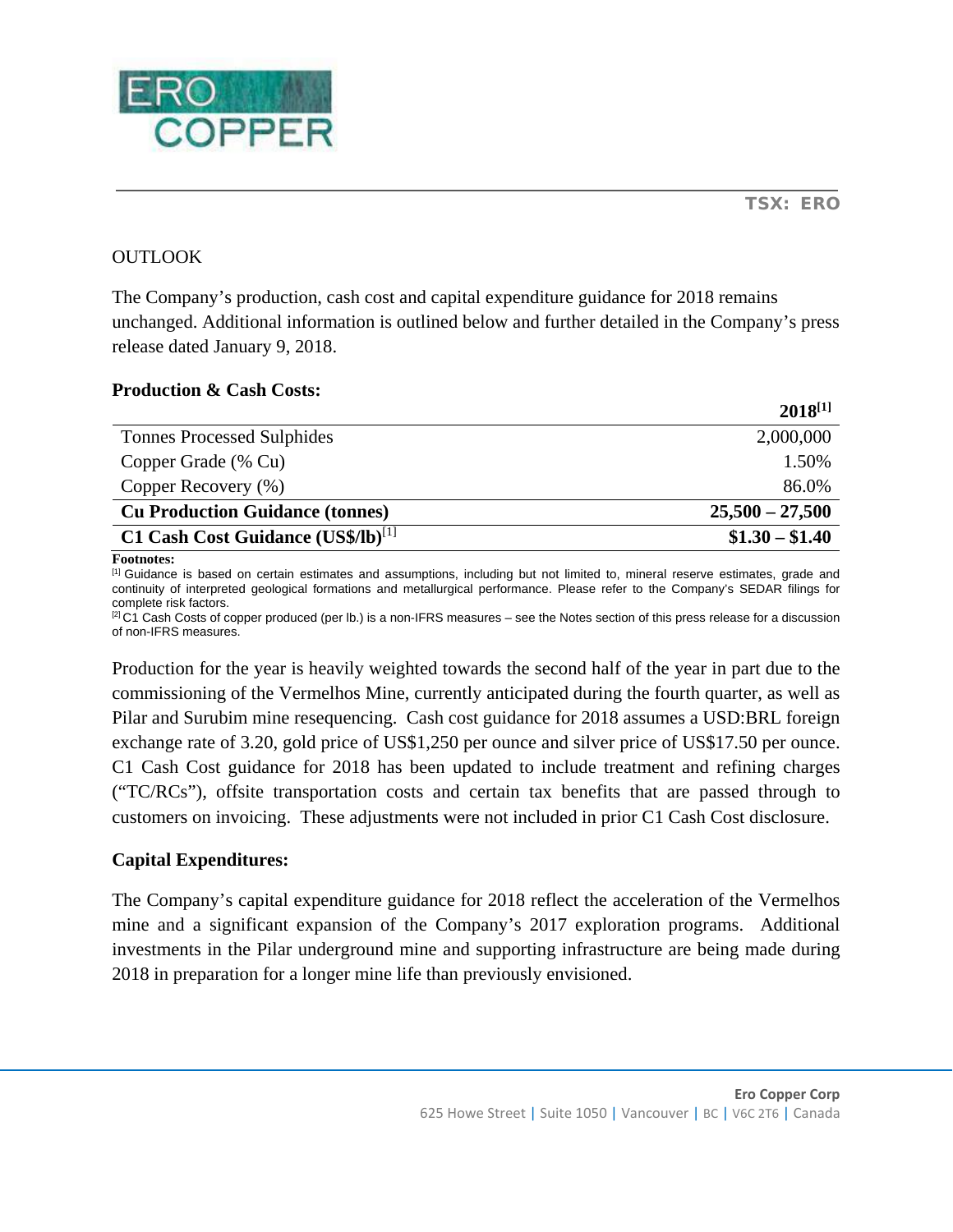## OUTLOOK

The Company's production, cash cost and capital expenditure guidance for 2018 remains unchanged. Additional information is outlined below and further detailed in the Company's press release dated January 9, 2018.

### Production & Cash Costs:

| | **2018[1]** |
|---|---|
| Tonnes Processed Sulphides | 2,000,000 |
| Copper Grade (% Cu) | 1.50% |
| Copper Recovery (%) | 86.0% |
| **Cu Production Guidance (tonnes)** | **25,500 – 27,500** |
| **C1 Cash Cost Guidance (US$/lb)[1]** | **$1.30 – $1.40** |

**Footnotes:**

[1] Guidance is based on certain estimates and assumptions, including but not limited to, mineral reserve estimates, grade and continuity of interpreted geological formations and metallurgical performance. Please refer to the Company's SEDAR filings for complete risk factors.

[2] C1 Cash Costs of copper produced (per lb.) is a non-IFRS measures – see the Notes section of this press release for a discussion of non-IFRS measures.

Production for the year is heavily weighted towards the second half of the year in part due to the commissioning of the Vermelhos Mine, currently anticipated during the fourth quarter, as well as Pilar and Surubim mine resequencing. Cash cost guidance for 2018 assumes a USD:BRL foreign exchange rate of 3.20, gold price of US$1,250 per ounce and silver price of US$17.50 per ounce. C1 Cash Cost guidance for 2018 has been updated to include treatment and refining charges ("TC/RCs"), offsite transportation costs and certain tax benefits that are passed through to customers on invoicing. These adjustments were not included in prior C1 Cash Cost disclosure.

### Capital Expenditures:

The Company's capital expenditure guidance for 2018 reflect the acceleration of the Vermelhos mine and a significant expansion of the Company's 2017 exploration programs. Additional investments in the Pilar underground mine and supporting infrastructure are being made during 2018 in preparation for a longer mine life than previously envisioned.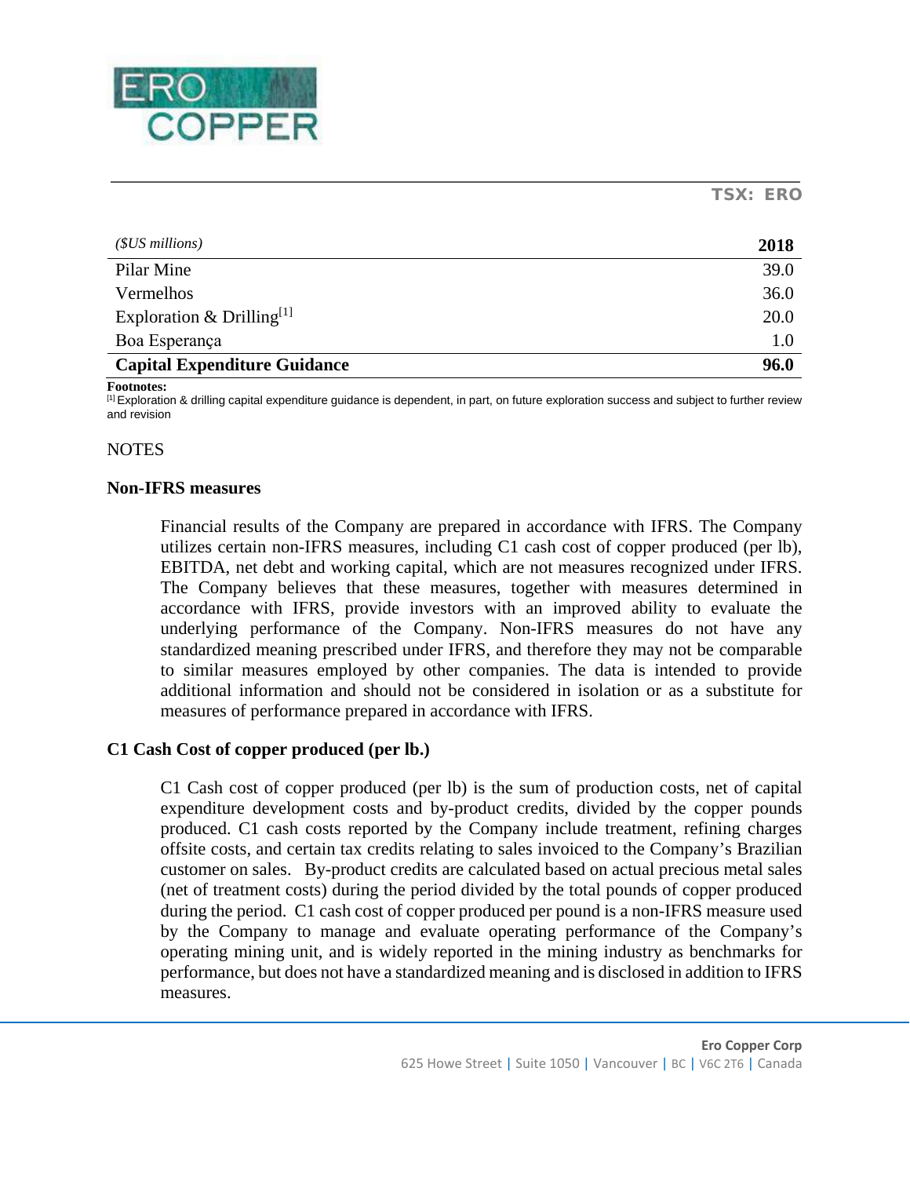| ($US millions) | 2018 |
|---|---|
| Pilar Mine | 39.0 |
| Vermelhos | 36.0 |
| Exploration & Drilling[1] | 20.0 |
| Boa Esperança | 1.0 |
| **Capital Expenditure Guidance** | **96.0** |

**Footnotes:**
[1] Exploration & drilling capital expenditure guidance is dependent, in part, on future exploration success and subject to further review and revision

NOTES

**Non-IFRS measures**

Financial results of the Company are prepared in accordance with IFRS. The Company utilizes certain non-IFRS measures, including C1 cash cost of copper produced (per lb), EBITDA, net debt and working capital, which are not measures recognized under IFRS. The Company believes that these measures, together with measures determined in accordance with IFRS, provide investors with an improved ability to evaluate the underlying performance of the Company. Non-IFRS measures do not have any standardized meaning prescribed under IFRS, and therefore they may not be comparable to similar measures employed by other companies. The data is intended to provide additional information and should not be considered in isolation or as a substitute for measures of performance prepared in accordance with IFRS.

**C1 Cash Cost of copper produced (per lb.)**

C1 Cash cost of copper produced (per lb) is the sum of production costs, net of capital expenditure development costs and by-product credits, divided by the copper pounds produced. C1 cash costs reported by the Company include treatment, refining charges offsite costs, and certain tax credits relating to sales invoiced to the Company's Brazilian customer on sales. By-product credits are calculated based on actual precious metal sales (net of treatment costs) during the period divided by the total pounds of copper produced during the period. C1 cash cost of copper produced per pound is a non-IFRS measure used by the Company to manage and evaluate operating performance of the Company's operating mining unit, and is widely reported in the mining industry as benchmarks for performance, but does not have a standardized meaning and is disclosed in addition to IFRS measures.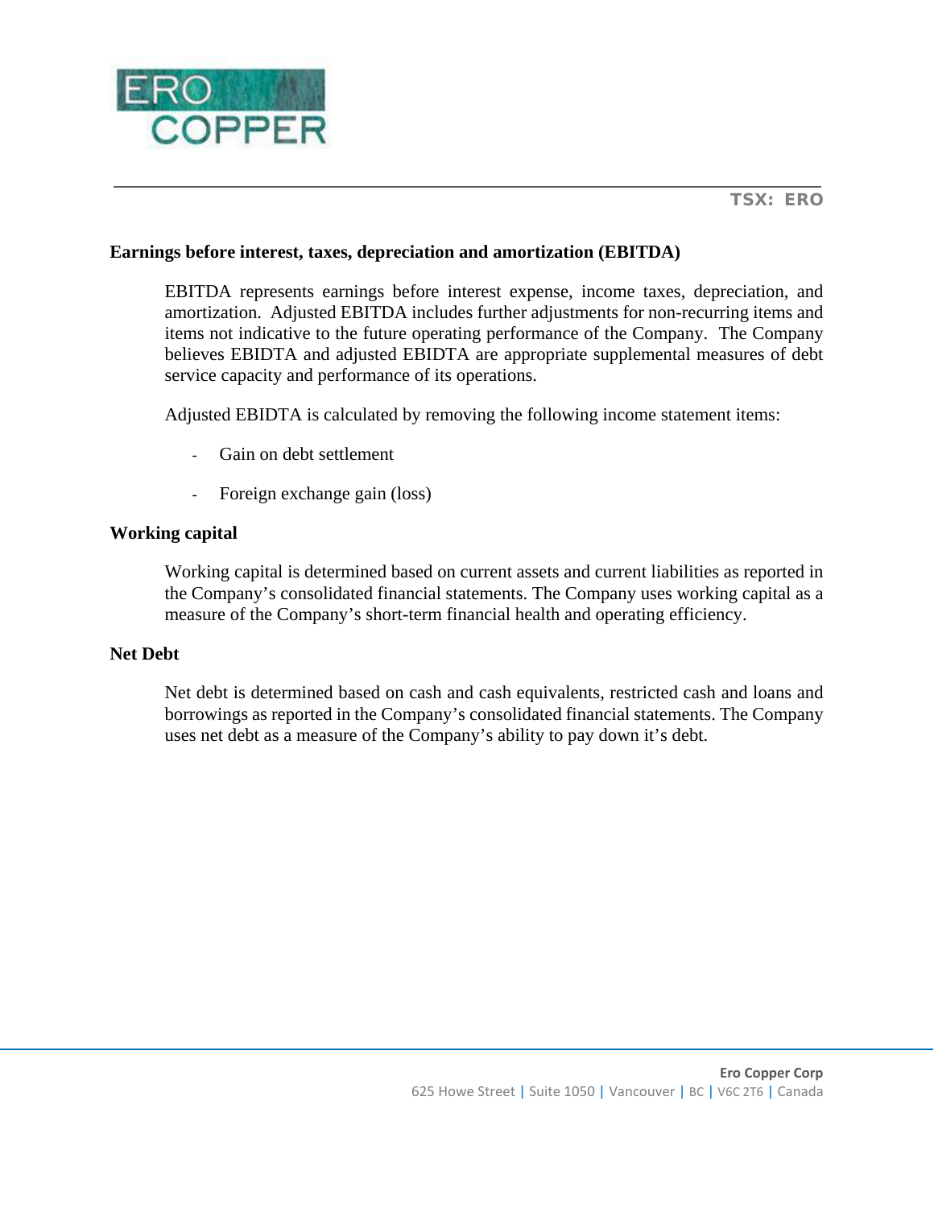### Earnings before interest, taxes, depreciation and amortization (EBITDA)

EBITDA represents earnings before interest expense, income taxes, depreciation, and amortization. Adjusted EBITDA includes further adjustments for non-recurring items and items not indicative to the future operating performance of the Company. The Company believes EBIDTA and adjusted EBIDTA are appropriate supplemental measures of debt service capacity and performance of its operations.

Adjusted EBIDTA is calculated by removing the following income statement items:

- Gain on debt settlement
- Foreign exchange gain (loss)

### Working capital

Working capital is determined based on current assets and current liabilities as reported in the Company's consolidated financial statements. The Company uses working capital as a measure of the Company's short-term financial health and operating efficiency.

### Net Debt

Net debt is determined based on cash and cash equivalents, restricted cash and loans and borrowings as reported in the Company's consolidated financial statements. The Company uses net debt as a measure of the Company's ability to pay down it's debt.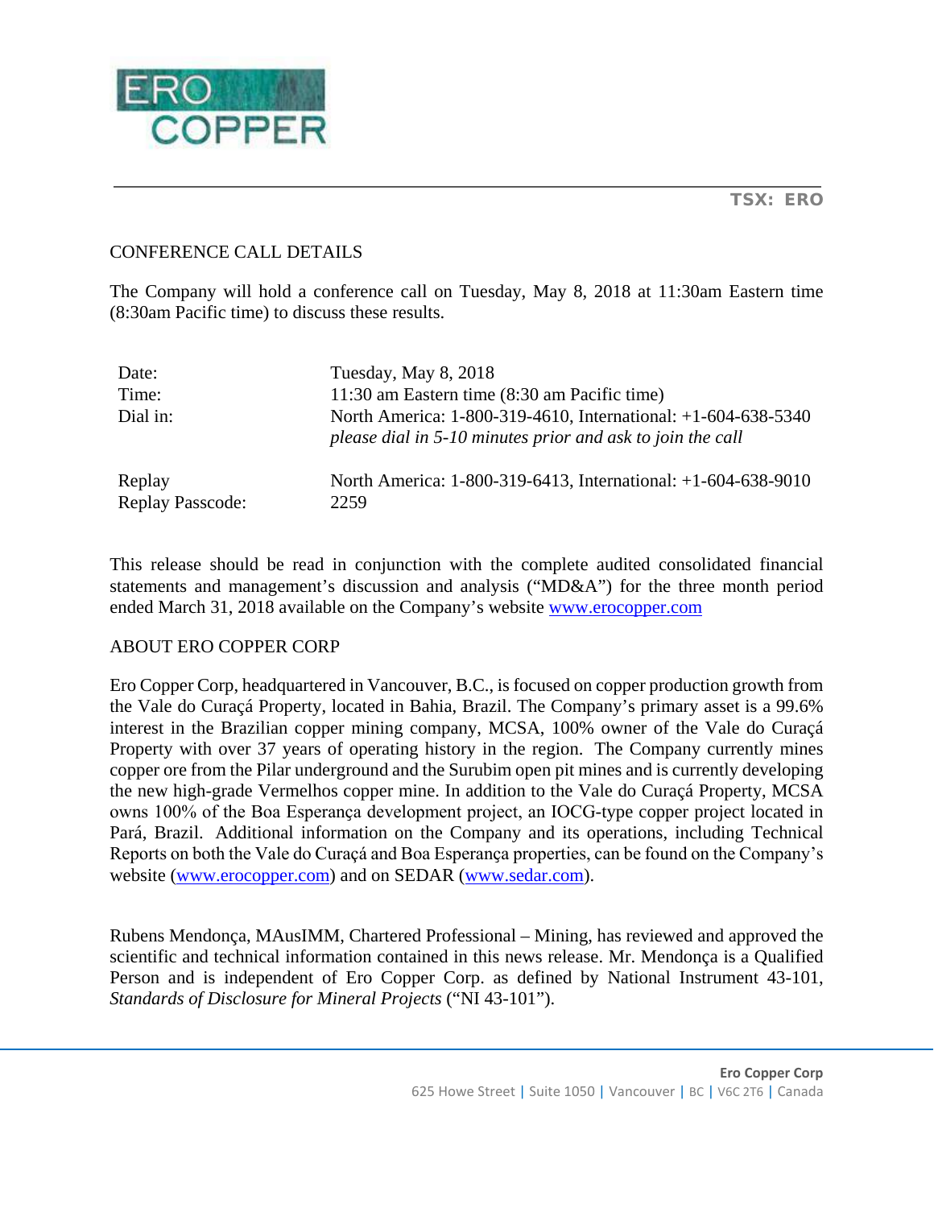## CONFERENCE CALL DETAILS

The Company will hold a conference call on Tuesday, May 8, 2018 at 11:30am Eastern time (8:30am Pacific time) to discuss these results.

| | |
|---|---|
| Date: | Tuesday, May 8, 2018 |
| Time: | 11:30 am Eastern time (8:30 am Pacific time) |
| Dial in: | North America: 1-800-319-4610, International: +1-604-638-5340 *please dial in 5-10 minutes prior and ask to join the call* |
| Replay | North America: 1-800-319-6413, International: +1-604-638-9010 |
| Replay Passcode: | 2259 |

This release should be read in conjunction with the complete audited consolidated financial statements and management's discussion and analysis ("MD&A") for the three month period ended March 31, 2018 available on the Company's website www.erocopper.com

## ABOUT ERO COPPER CORP

Ero Copper Corp, headquartered in Vancouver, B.C., is focused on copper production growth from the Vale do Curaçá Property, located in Bahia, Brazil. The Company's primary asset is a 99.6% interest in the Brazilian copper mining company, MCSA, 100% owner of the Vale do Curaçá Property with over 37 years of operating history in the region. The Company currently mines copper ore from the Pilar underground and the Surubim open pit mines and is currently developing the new high-grade Vermelhos copper mine. In addition to the Vale do Curaçá Property, MCSA owns 100% of the Boa Esperança development project, an IOCG-type copper project located in Pará, Brazil. Additional information on the Company and its operations, including Technical Reports on both the Vale do Curaçá and Boa Esperança properties, can be found on the Company's website (www.erocopper.com) and on SEDAR (www.sedar.com).

Rubens Mendonça, MAusIMM, Chartered Professional – Mining, has reviewed and approved the scientific and technical information contained in this news release. Mr. Mendonça is a Qualified Person and is independent of Ero Copper Corp. as defined by National Instrument 43-101, *Standards of Disclosure for Mineral Projects* ("NI 43-101").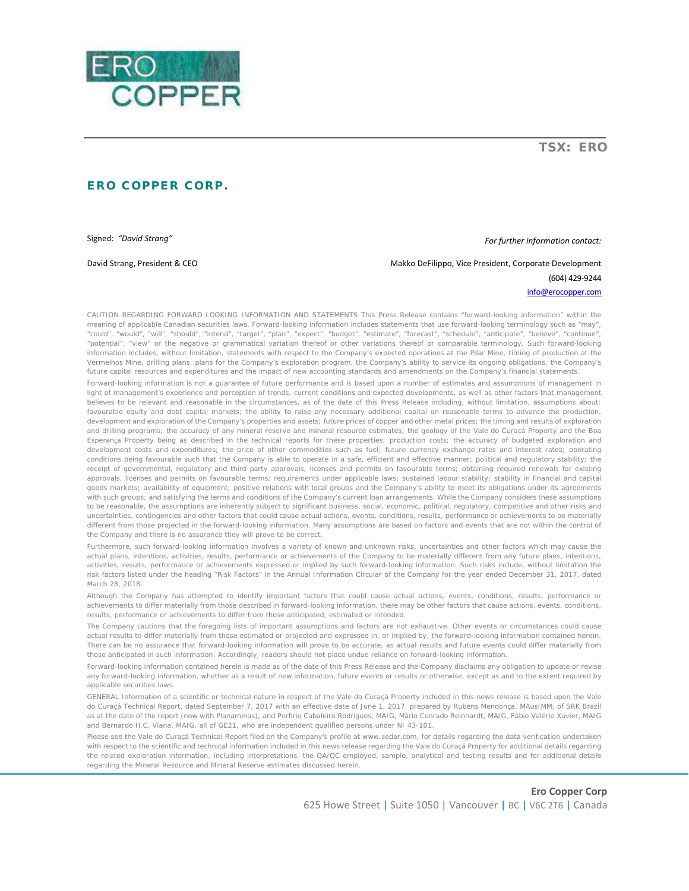TSX: ERO

**ERO COPPER CORP.**

Signed: *"David Strang"*

David Strang, President & CEO

*For further information contact:*

Makko DeFilippo, Vice President, Corporate Development

(604) 429-9244

info@erocopper.com

CAUTION REGARDING FORWARD LOOKING INFORMATION AND STATEMENTS This Press Release contains "forward-looking information" within the meaning of applicable Canadian securities laws. Forward-looking information includes statements that use forward-looking terminology such as "may", "could", "would", "will", "should", "intend", "target", "plan", "expect", "budget", "estimate", "forecast", "schedule", "anticipate", "believe", "continue", "potential", "view" or the negative or grammatical variation thereof or other variations thereof or comparable terminology. Such forward-looking information includes, without limitation, statements with respect to the Company's expected operations at the Pilar Mine, timing of production at the Vermelhos Mine, drilling plans, plans for the Company's exploration program, the Company's ability to service its ongoing obligations, the Company's future capital resources and expenditures and the impact of new accounting standards and amendments on the Company's financial statements.

Forward-looking information is not a guarantee of future performance and is based upon a number of estimates and assumptions of management in light of management's experience and perception of trends, current conditions and expected developments, as well as other factors that management believes to be relevant and reasonable in the circumstances, as of the date of this Press Release including, without limitation, assumptions about: favourable equity and debt capital markets; the ability to raise any necessary additional capital on reasonable terms to advance the production, development and exploration of the Company's properties and assets; future prices of copper and other metal prices; the timing and results of exploration and drilling programs; the accuracy of any mineral reserve and mineral resource estimates; the geology of the Vale do Curaçá Property and the Boa Esperança Property being as described in the technical reports for these properties; production costs; the accuracy of budgeted exploration and development costs and expenditures; the price of other commodities such as fuel; future currency exchange rates and interest rates; operating conditions being favourable such that the Company is able to operate in a safe, efficient and effective manner; political and regulatory stability; the receipt of governmental, regulatory and third party approvals, licenses and permits on favourable terms; obtaining required renewals for existing approvals, licenses and permits on favourable terms; requirements under applicable laws; sustained labour stability; stability in financial and capital goods markets; availability of equipment; positive relations with local groups and the Company's ability to meet its obligations under its agreements with such groups; and satisfying the terms and conditions of the Company's current loan arrangements. While the Company considers these assumptions to be reasonable, the assumptions are inherently subject to significant business, social, economic, political, regulatory, competitive and other risks and uncertainties, contingencies and other factors that could cause actual actions, events, conditions, results, performance or achievements to be materially different from those projected in the forward-looking information. Many assumptions are based on factors and events that are not within the control of the Company and there is no assurance they will prove to be correct.

Furthermore, such forward-looking information involves a variety of known and unknown risks, uncertainties and other factors which may cause the actual plans, intentions, activities, results, performance or achievements of the Company to be materially different from any future plans, intentions, activities, results, performance or achievements expressed or implied by such forward-looking information. Such risks include, without limitation the risk factors listed under the heading "Risk Factors" in the Annual Information Circular of the Company for the year ended December 31, 2017, dated March 28, 2018.

Although the Company has attempted to identify important factors that could cause actual actions, events, conditions, results, performance or achievements to differ materially from those described in forward-looking information, there may be other factors that cause actions, events, conditions, results, performance or achievements to differ from those anticipated, estimated or intended.

The Company cautions that the foregoing lists of important assumptions and factors are not exhaustive. Other events or circumstances could cause actual results to differ materially from those estimated or projected and expressed in, or implied by, the forward-looking information contained herein. There can be no assurance that forward-looking information will prove to be accurate, as actual results and future events could differ materially from those anticipated in such information. Accordingly, readers should not place undue reliance on forward-looking information.

Forward-looking information contained herein is made as of the date of this Press Release and the Company disclaims any obligation to update or revise any forward-looking information, whether as a result of new information, future events or results or otherwise, except as and to the extent required by applicable securities laws.

GENERAL Information of a scientific or technical nature in respect of the Vale do Curaçá Property included in this news release is based upon the Vale do Curaçá Technical Report, dated September 7, 2017 with an effective date of June 1, 2017, prepared by Rubens Mendonça, MAusIMM, of SRK Brazil as at the date of the report (now with Planaminas), and Porfirio Cabaleiro Rodrigues, MAIG, Mário Conrado Reinhardt, MAIG, Fábio Valério Xavier, MAIG and Bernardo H.C. Viana, MAIG, all of GE21, who are independent qualified persons under NI 43-101.

Please see the Vale do Curaçá Technical Report filed on the Company's profile at www.sedar.com, for details regarding the data verification undertaken with respect to the scientific and technical information included in this news release regarding the Vale do Curaçá Property for additional details regarding the related exploration information, including interpretations, the QA/QC employed, sample, analytical and testing results and for additional details regarding the Mineral Resource and Mineral Reserve estimates discussed herein.

**Ero Copper Corp**
625 Howe Street | Suite 1050 | Vancouver | BC | V6C 2T6 | Canada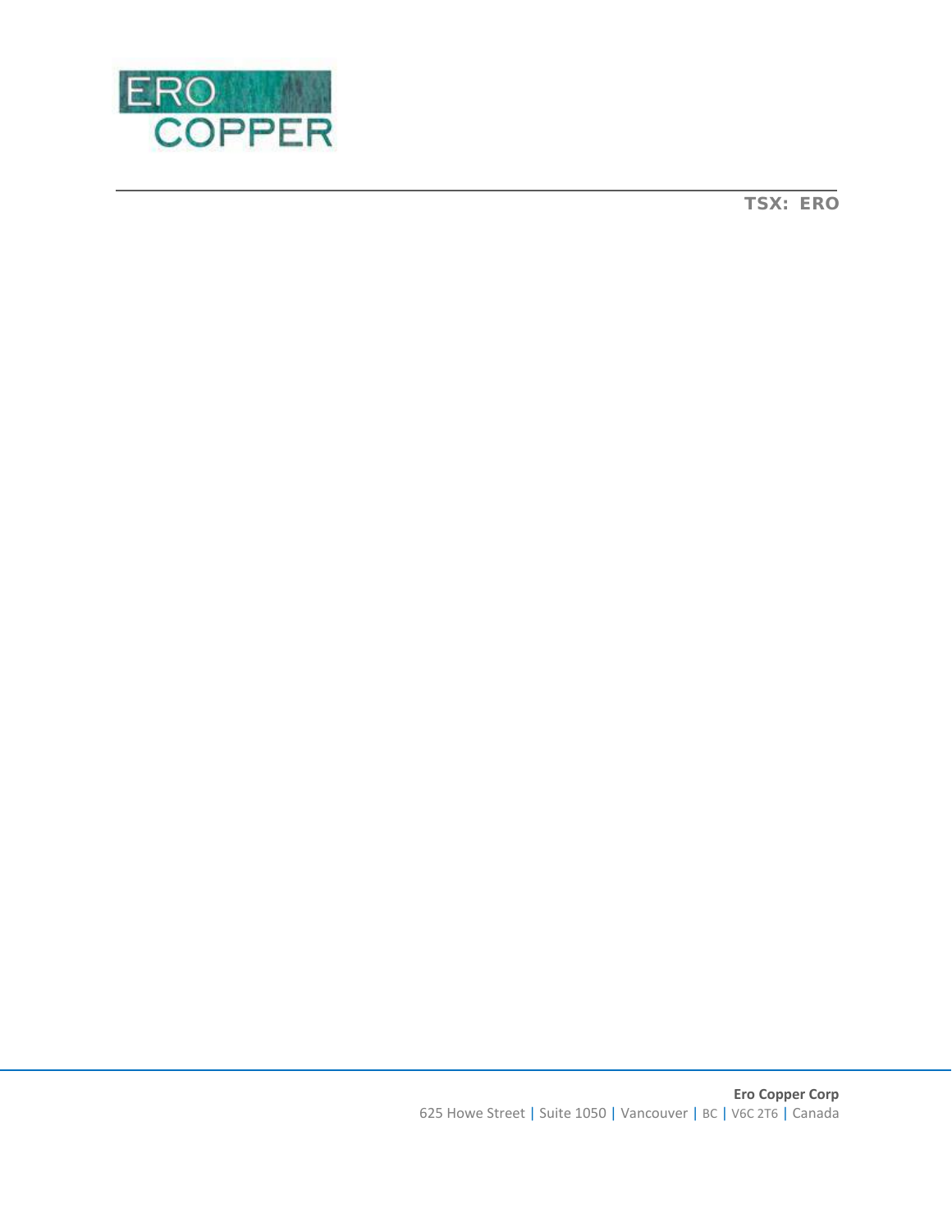TSX: ERO

**Ero Copper Corp**

625 Howe Street | Suite 1050 | Vancouver | BC | V6C 2T6 | Canada